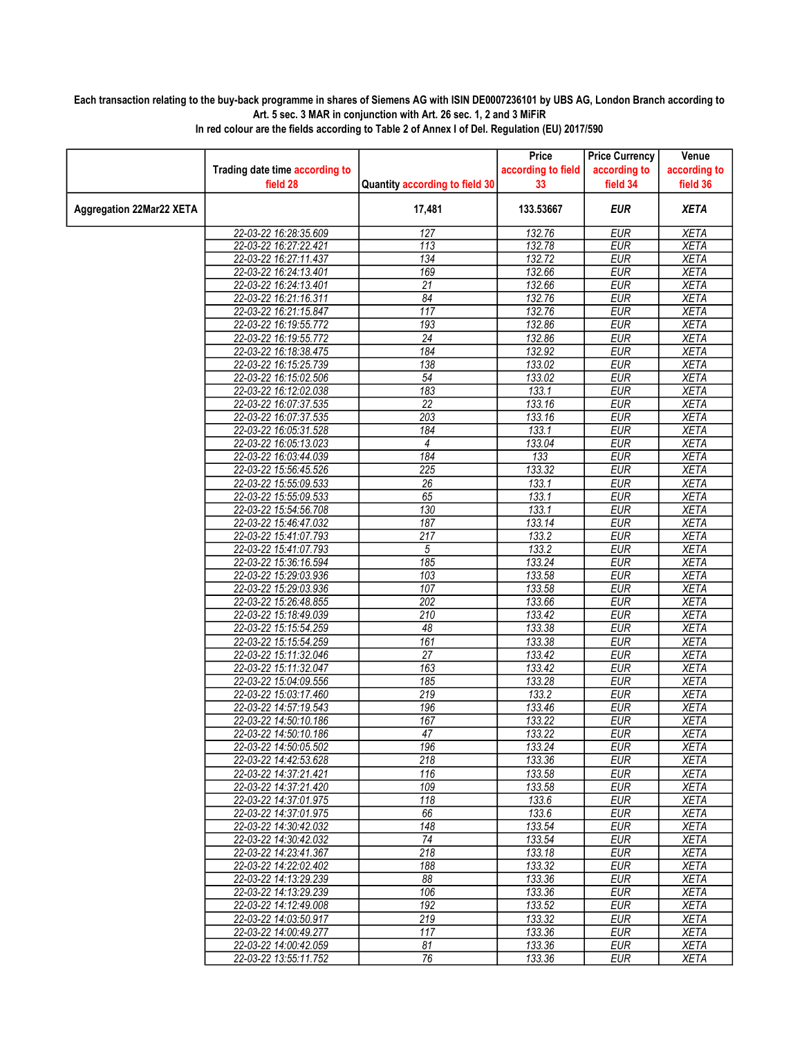**Each transaction relating to the buy-back programme in shares of Siemens AG with ISIN DE0007236101 by UBS AG, London Branch according to Art. 5 sec. 3 MAR in conjunction with Art. 26 sec. 1, 2 and 3 MiFiR**

**In red colour are the fields according to Table 2 of Annex I of Del. Regulation (EU) 2017/590**

| | Trading date time according to field 28 | Quantity according to field 30 | Price according to field 33 | Price Currency according to field 34 | Venue according to field 36 |
|---|---|---|---|---|---|
| **Aggregation 22Mar22 XETA** | | **17,481** | **133.53667** | **EUR** | **XETA** |
| | 22-03-22 16:28:35.609 | 127 | 132.76 | EUR | XETA |
| | 22-03-22 16:27:22.421 | 113 | 132.78 | EUR | XETA |
| | 22-03-22 16:27:11.437 | 134 | 132.72 | EUR | XETA |
| | 22-03-22 16:24:13.401 | 169 | 132.66 | EUR | XETA |
| | 22-03-22 16:24:13.401 | 21 | 132.66 | EUR | XETA |
| | 22-03-22 16:21:16.311 | 84 | 132.76 | EUR | XETA |
| | 22-03-22 16:21:15.847 | 117 | 132.76 | EUR | XETA |
| | 22-03-22 16:19:55.772 | 193 | 132.86 | EUR | XETA |
| | 22-03-22 16:19:55.772 | 24 | 132.86 | EUR | XETA |
| | 22-03-22 16:18:38.475 | 184 | 132.92 | EUR | XETA |
| | 22-03-22 16:15:25.739 | 138 | 133.02 | EUR | XETA |
| | 22-03-22 16:15:02.506 | 54 | 133.02 | EUR | XETA |
| | 22-03-22 16:12:02.038 | 183 | 133.1 | EUR | XETA |
| | 22-03-22 16:07:37.535 | 22 | 133.16 | EUR | XETA |
| | 22-03-22 16:07:37.535 | 203 | 133.16 | EUR | XETA |
| | 22-03-22 16:05:31.528 | 184 | 133.1 | EUR | XETA |
| | 22-03-22 16:05:13.023 | 4 | 133.04 | EUR | XETA |
| | 22-03-22 16:03:44.039 | 184 | 133 | EUR | XETA |
| | 22-03-22 15:56:45.526 | 225 | 133.32 | EUR | XETA |
| | 22-03-22 15:55:09.533 | 26 | 133.1 | EUR | XETA |
| | 22-03-22 15:55:09.533 | 65 | 133.1 | EUR | XETA |
| | 22-03-22 15:54:56.708 | 130 | 133.1 | EUR | XETA |
| | 22-03-22 15:46:47.032 | 187 | 133.14 | EUR | XETA |
| | 22-03-22 15:41:07.793 | 217 | 133.2 | EUR | XETA |
| | 22-03-22 15:41:07.793 | 5 | 133.2 | EUR | XETA |
| | 22-03-22 15:36:16.594 | 185 | 133.24 | EUR | XETA |
| | 22-03-22 15:29:03.936 | 103 | 133.58 | EUR | XETA |
| | 22-03-22 15:29:03.936 | 107 | 133.58 | EUR | XETA |
| | 22-03-22 15:26:48.855 | 202 | 133.66 | EUR | XETA |
| | 22-03-22 15:18:49.039 | 210 | 133.42 | EUR | XETA |
| | 22-03-22 15:15:54.259 | 48 | 133.38 | EUR | XETA |
| | 22-03-22 15:15:54.259 | 161 | 133.38 | EUR | XETA |
| | 22-03-22 15:11:32.046 | 27 | 133.42 | EUR | XETA |
| | 22-03-22 15:11:32.047 | 163 | 133.42 | EUR | XETA |
| | 22-03-22 15:04:09.556 | 185 | 133.28 | EUR | XETA |
| | 22-03-22 15:03:17.460 | 219 | 133.2 | EUR | XETA |
| | 22-03-22 14:57:19.543 | 196 | 133.46 | EUR | XETA |
| | 22-03-22 14:50:10.186 | 167 | 133.22 | EUR | XETA |
| | 22-03-22 14:50:10.186 | 47 | 133.22 | EUR | XETA |
| | 22-03-22 14:50:05.502 | 196 | 133.24 | EUR | XETA |
| | 22-03-22 14:42:53.628 | 218 | 133.36 | EUR | XETA |
| | 22-03-22 14:37:21.421 | 116 | 133.58 | EUR | XETA |
| | 22-03-22 14:37:21.420 | 109 | 133.58 | EUR | XETA |
| | 22-03-22 14:37:01.975 | 118 | 133.6 | EUR | XETA |
| | 22-03-22 14:37:01.975 | 66 | 133.6 | EUR | XETA |
| | 22-03-22 14:30:42.032 | 148 | 133.54 | EUR | XETA |
| | 22-03-22 14:30:42.032 | 74 | 133.54 | EUR | XETA |
| | 22-03-22 14:23:41.367 | 218 | 133.18 | EUR | XETA |
| | 22-03-22 14:22:02.402 | 188 | 133.32 | EUR | XETA |
| | 22-03-22 14:13:29.239 | 88 | 133.36 | EUR | XETA |
| | 22-03-22 14:13:29.239 | 106 | 133.36 | EUR | XETA |
| | 22-03-22 14:12:49.008 | 192 | 133.52 | EUR | XETA |
| | 22-03-22 14:03:50.917 | 219 | 133.32 | EUR | XETA |
| | 22-03-22 14:00:49.277 | 117 | 133.36 | EUR | XETA |
| | 22-03-22 14:00:42.059 | 81 | 133.36 | EUR | XETA |
| | 22-03-22 13:55:11.752 | 76 | 133.36 | EUR | XETA |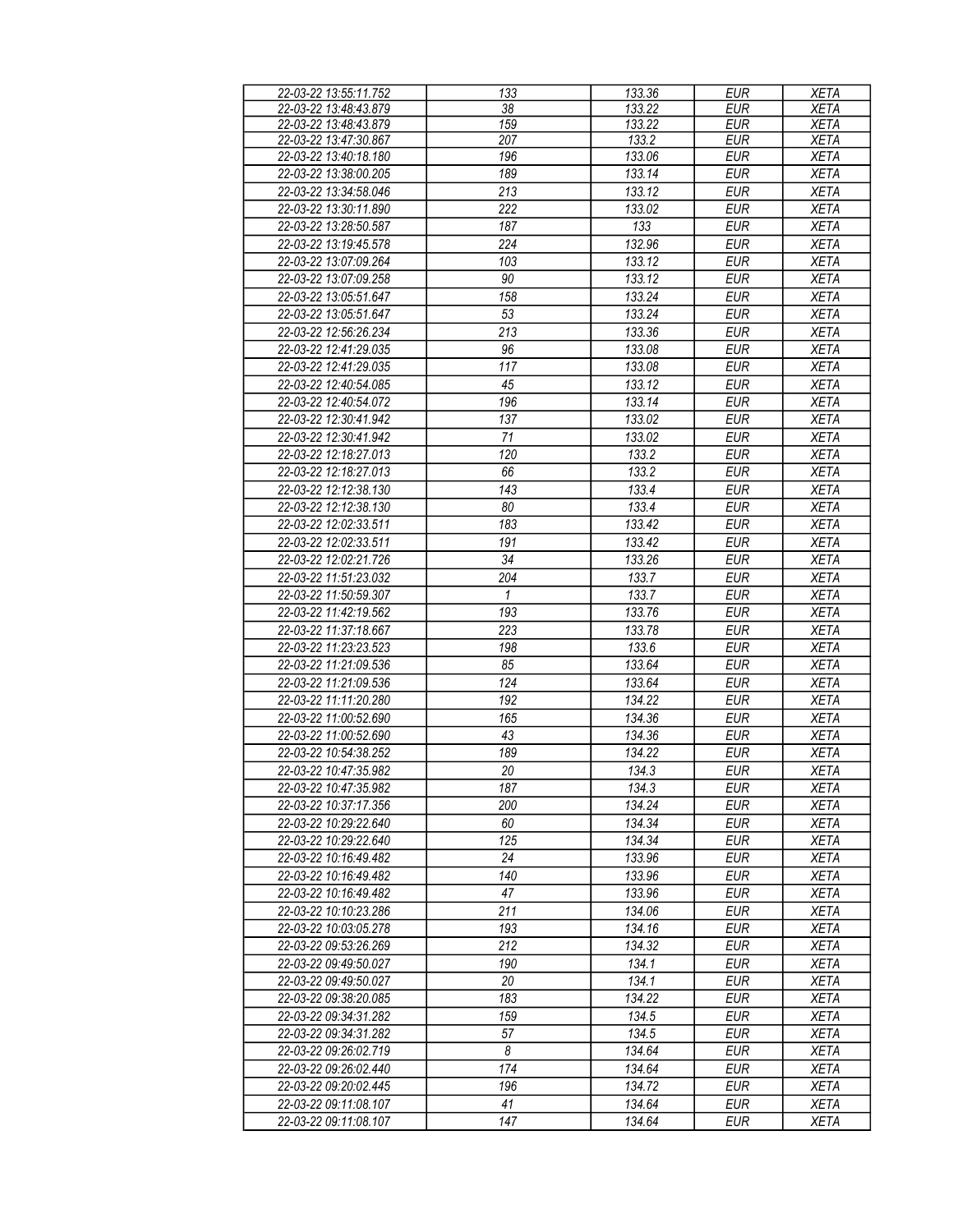| 22-03-22 13:55:11.752 | 133 | 133.36 | EUR | XETA |
|---|---|---|---|---|
| 22-03-22 13:48:43.879 | 38 | 133.22 | EUR | XETA |
| 22-03-22 13:48:43.879 | 159 | 133.22 | EUR | XETA |
| 22-03-22 13:47:30.867 | 207 | 133.2 | EUR | XETA |
| 22-03-22 13:40:18.180 | 196 | 133.06 | EUR | XETA |
| 22-03-22 13:38:00.205 | 189 | 133.14 | EUR | XETA |
| 22-03-22 13:34:58.046 | 213 | 133.12 | EUR | XETA |
| 22-03-22 13:30:11.890 | 222 | 133.02 | EUR | XETA |
| 22-03-22 13:28:50.587 | 187 | 133 | EUR | XETA |
| 22-03-22 13:19:45.578 | 224 | 132.96 | EUR | XETA |
| 22-03-22 13:07:09.264 | 103 | 133.12 | EUR | XETA |
| 22-03-22 13:07:09.258 | 90 | 133.12 | EUR | XETA |
| 22-03-22 13:05:51.647 | 158 | 133.24 | EUR | XETA |
| 22-03-22 13:05:51.647 | 53 | 133.24 | EUR | XETA |
| 22-03-22 12:56:26.234 | 213 | 133.36 | EUR | XETA |
| 22-03-22 12:41:29.035 | 96 | 133.08 | EUR | XETA |
| 22-03-22 12:41:29.035 | 117 | 133.08 | EUR | XETA |
| 22-03-22 12:40:54.085 | 45 | 133.12 | EUR | XETA |
| 22-03-22 12:40:54.072 | 196 | 133.14 | EUR | XETA |
| 22-03-22 12:30:41.942 | 137 | 133.02 | EUR | XETA |
| 22-03-22 12:30:41.942 | 71 | 133.02 | EUR | XETA |
| 22-03-22 12:18:27.013 | 120 | 133.2 | EUR | XETA |
| 22-03-22 12:18:27.013 | 66 | 133.2 | EUR | XETA |
| 22-03-22 12:12:38.130 | 143 | 133.4 | EUR | XETA |
| 22-03-22 12:12:38.130 | 80 | 133.4 | EUR | XETA |
| 22-03-22 12:02:33.511 | 183 | 133.42 | EUR | XETA |
| 22-03-22 12:02:33.511 | 191 | 133.42 | EUR | XETA |
| 22-03-22 12:02:21.726 | 34 | 133.26 | EUR | XETA |
| 22-03-22 11:51:23.032 | 204 | 133.7 | EUR | XETA |
| 22-03-22 11:50:59.307 | 1 | 133.7 | EUR | XETA |
| 22-03-22 11:42:19.562 | 193 | 133.76 | EUR | XETA |
| 22-03-22 11:37:18.667 | 223 | 133.78 | EUR | XETA |
| 22-03-22 11:23:23.523 | 198 | 133.6 | EUR | XETA |
| 22-03-22 11:21:09.536 | 85 | 133.64 | EUR | XETA |
| 22-03-22 11:21:09.536 | 124 | 133.64 | EUR | XETA |
| 22-03-22 11:11:20.280 | 192 | 134.22 | EUR | XETA |
| 22-03-22 11:00:52.690 | 165 | 134.36 | EUR | XETA |
| 22-03-22 11:00:52.690 | 43 | 134.36 | EUR | XETA |
| 22-03-22 10:54:38.252 | 189 | 134.22 | EUR | XETA |
| 22-03-22 10:47:35.982 | 20 | 134.3 | EUR | XETA |
| 22-03-22 10:47:35.982 | 187 | 134.3 | EUR | XETA |
| 22-03-22 10:37:17.356 | 200 | 134.24 | EUR | XETA |
| 22-03-22 10:29:22.640 | 60 | 134.34 | EUR | XETA |
| 22-03-22 10:29:22.640 | 125 | 134.34 | EUR | XETA |
| 22-03-22 10:16:49.482 | 24 | 133.96 | EUR | XETA |
| 22-03-22 10:16:49.482 | 140 | 133.96 | EUR | XETA |
| 22-03-22 10:16:49.482 | 47 | 133.96 | EUR | XETA |
| 22-03-22 10:10:23.286 | 211 | 134.06 | EUR | XETA |
| 22-03-22 10:03:05.278 | 193 | 134.16 | EUR | XETA |
| 22-03-22 09:53:26.269 | 212 | 134.32 | EUR | XETA |
| 22-03-22 09:49:50.027 | 190 | 134.1 | EUR | XETA |
| 22-03-22 09:49:50.027 | 20 | 134.1 | EUR | XETA |
| 22-03-22 09:38:20.085 | 183 | 134.22 | EUR | XETA |
| 22-03-22 09:34:31.282 | 159 | 134.5 | EUR | XETA |
| 22-03-22 09:34:31.282 | 57 | 134.5 | EUR | XETA |
| 22-03-22 09:26:02.719 | 8 | 134.64 | EUR | XETA |
| 22-03-22 09:26:02.440 | 174 | 134.64 | EUR | XETA |
| 22-03-22 09:20:02.445 | 196 | 134.72 | EUR | XETA |
| 22-03-22 09:11:08.107 | 41 | 134.64 | EUR | XETA |
| 22-03-22 09:11:08.107 | 147 | 134.64 | EUR | XETA |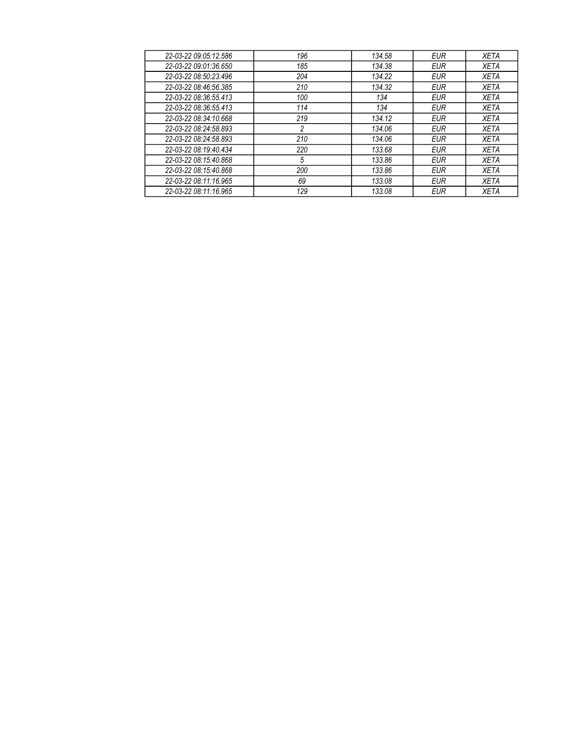| 22-03-22 09:05:12.586 | 196 | 134.58 | EUR | XETA |
|---|---|---|---|---|
| 22-03-22 09:01:36.650 | 185 | 134.38 | EUR | XETA |
| 22-03-22 08:50:23.496 | 204 | 134.22 | EUR | XETA |
| 22-03-22 08:46:56.385 | 210 | 134.32 | EUR | XETA |
| 22-03-22 08:36:55.413 | 100 | 134 | EUR | XETA |
| 22-03-22 08:36:55.413 | 114 | 134 | EUR | XETA |
| 22-03-22 08:34:10.668 | 219 | 134.12 | EUR | XETA |
| 22-03-22 08:24:58.893 | 2 | 134.06 | EUR | XETA |
| 22-03-22 08:24:58.893 | 210 | 134.06 | EUR | XETA |
| 22-03-22 08:19:40.434 | 220 | 133.68 | EUR | XETA |
| 22-03-22 08:15:40.868 | 5 | 133.86 | EUR | XETA |
| 22-03-22 08:15:40.868 | 200 | 133.86 | EUR | XETA |
| 22-03-22 08:11:16.965 | 69 | 133.08 | EUR | XETA |
| 22-03-22 08:11:16.965 | 129 | 133.08 | EUR | XETA |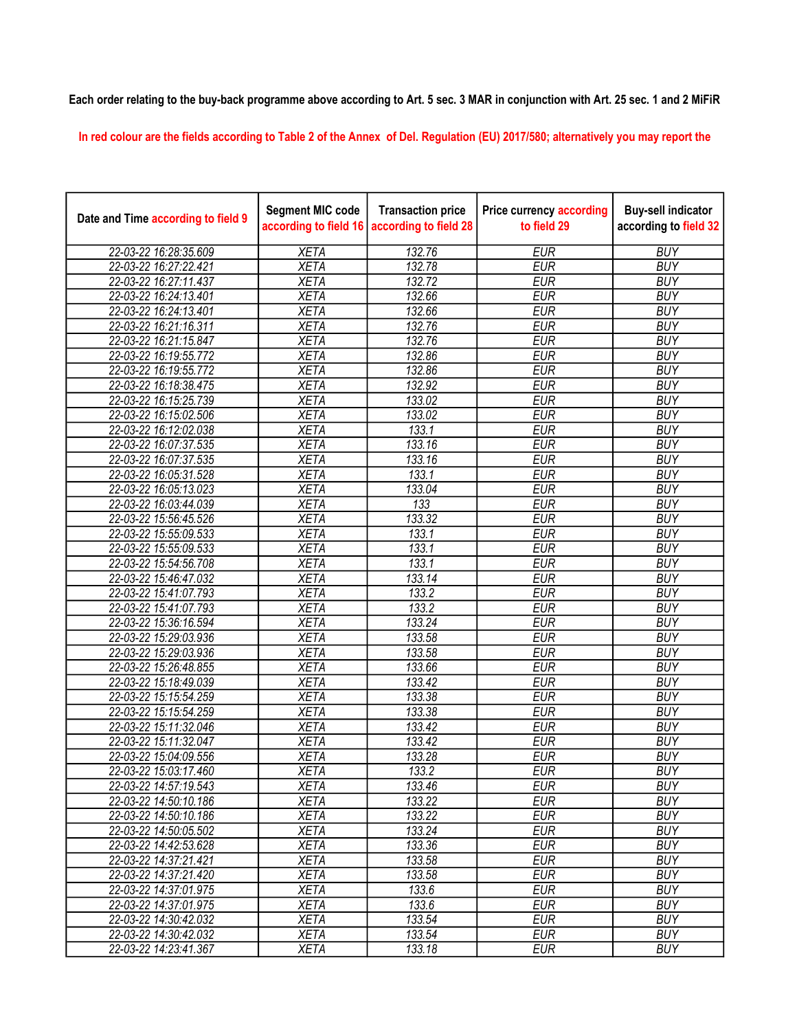Each order relating to the buy-back programme above according to Art. 5 sec. 3 MAR in conjunction with Art. 25 sec. 1 and 2 MiFiR

In red colour are the fields according to Table 2 of the Annex of Del. Regulation (EU) 2017/580; alternatively you may report the

| Date and Time according to field 9 | Segment MIC code according to field 16 | Transaction price according to field 28 | Price currency according to field 29 | Buy-sell indicator according to field 32 |
|---|---|---|---|---|
| 22-03-22 16:28:35.609 | XETA | 132.76 | EUR | BUY |
| 22-03-22 16:27:22.421 | XETA | 132.78 | EUR | BUY |
| 22-03-22 16:27:11.437 | XETA | 132.72 | EUR | BUY |
| 22-03-22 16:24:13.401 | XETA | 132.66 | EUR | BUY |
| 22-03-22 16:24:13.401 | XETA | 132.66 | EUR | BUY |
| 22-03-22 16:21:16.311 | XETA | 132.76 | EUR | BUY |
| 22-03-22 16:21:15.847 | XETA | 132.76 | EUR | BUY |
| 22-03-22 16:19:55.772 | XETA | 132.86 | EUR | BUY |
| 22-03-22 16:19:55.772 | XETA | 132.86 | EUR | BUY |
| 22-03-22 16:18:38.475 | XETA | 132.92 | EUR | BUY |
| 22-03-22 16:15:25.739 | XETA | 133.02 | EUR | BUY |
| 22-03-22 16:15:02.506 | XETA | 133.02 | EUR | BUY |
| 22-03-22 16:12:02.038 | XETA | 133.1 | EUR | BUY |
| 22-03-22 16:07:37.535 | XETA | 133.16 | EUR | BUY |
| 22-03-22 16:07:37.535 | XETA | 133.16 | EUR | BUY |
| 22-03-22 16:05:31.528 | XETA | 133.1 | EUR | BUY |
| 22-03-22 16:05:13.023 | XETA | 133.04 | EUR | BUY |
| 22-03-22 16:03:44.039 | XETA | 133 | EUR | BUY |
| 22-03-22 15:56:45.526 | XETA | 133.32 | EUR | BUY |
| 22-03-22 15:55:09.533 | XETA | 133.1 | EUR | BUY |
| 22-03-22 15:55:09.533 | XETA | 133.1 | EUR | BUY |
| 22-03-22 15:54:56.708 | XETA | 133.1 | EUR | BUY |
| 22-03-22 15:46:47.032 | XETA | 133.14 | EUR | BUY |
| 22-03-22 15:41:07.793 | XETA | 133.2 | EUR | BUY |
| 22-03-22 15:41:07.793 | XETA | 133.2 | EUR | BUY |
| 22-03-22 15:36:16.594 | XETA | 133.24 | EUR | BUY |
| 22-03-22 15:29:03.936 | XETA | 133.58 | EUR | BUY |
| 22-03-22 15:29:03.936 | XETA | 133.58 | EUR | BUY |
| 22-03-22 15:26:48.855 | XETA | 133.66 | EUR | BUY |
| 22-03-22 15:18:49.039 | XETA | 133.42 | EUR | BUY |
| 22-03-22 15:15:54.259 | XETA | 133.38 | EUR | BUY |
| 22-03-22 15:15:54.259 | XETA | 133.38 | EUR | BUY |
| 22-03-22 15:11:32.046 | XETA | 133.42 | EUR | BUY |
| 22-03-22 15:11:32.047 | XETA | 133.42 | EUR | BUY |
| 22-03-22 15:04:09.556 | XETA | 133.28 | EUR | BUY |
| 22-03-22 15:03:17.460 | XETA | 133.2 | EUR | BUY |
| 22-03-22 14:57:19.543 | XETA | 133.46 | EUR | BUY |
| 22-03-22 14:50:10.186 | XETA | 133.22 | EUR | BUY |
| 22-03-22 14:50:10.186 | XETA | 133.22 | EUR | BUY |
| 22-03-22 14:50:05.502 | XETA | 133.24 | EUR | BUY |
| 22-03-22 14:42:53.628 | XETA | 133.36 | EUR | BUY |
| 22-03-22 14:37:21.421 | XETA | 133.58 | EUR | BUY |
| 22-03-22 14:37:21.420 | XETA | 133.58 | EUR | BUY |
| 22-03-22 14:37:01.975 | XETA | 133.6 | EUR | BUY |
| 22-03-22 14:37:01.975 | XETA | 133.6 | EUR | BUY |
| 22-03-22 14:30:42.032 | XETA | 133.54 | EUR | BUY |
| 22-03-22 14:30:42.032 | XETA | 133.54 | EUR | BUY |
| 22-03-22 14:23:41.367 | XETA | 133.18 | EUR | BUY |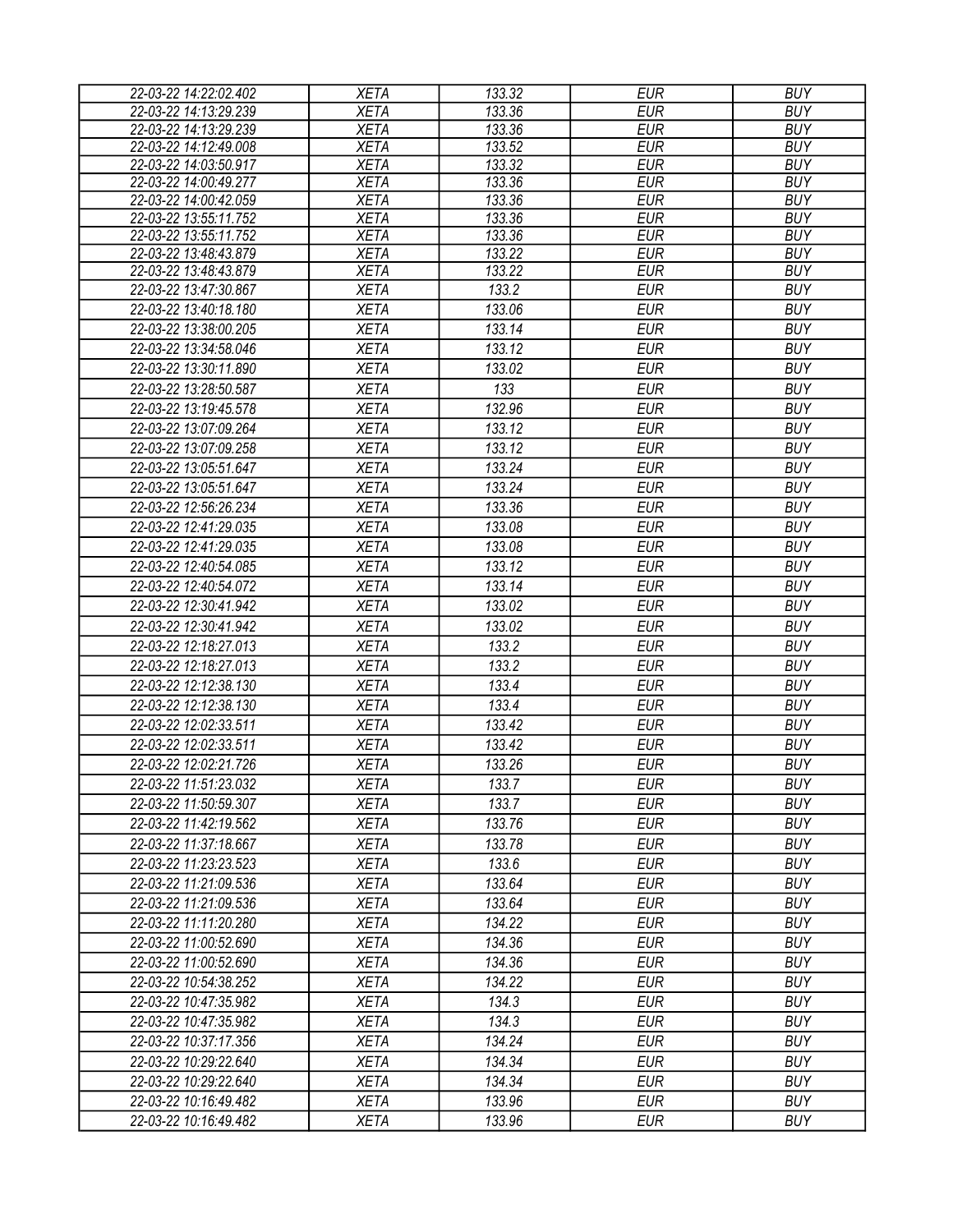| 22-03-22 14:22:02.402 | XETA | 133.32 | EUR | BUY |
|---|---|---|---|---|
| 22-03-22 14:13:29.239 | XETA | 133.36 | EUR | BUY |
| 22-03-22 14:13:29.239 | XETA | 133.36 | EUR | BUY |
| 22-03-22 14:12:49.008 | XETA | 133.52 | EUR | BUY |
| 22-03-22 14:03:50.917 | XETA | 133.32 | EUR | BUY |
| 22-03-22 14:00:49.277 | XETA | 133.36 | EUR | BUY |
| 22-03-22 14:00:42.059 | XETA | 133.36 | EUR | BUY |
| 22-03-22 13:55:11.752 | XETA | 133.36 | EUR | BUY |
| 22-03-22 13:55:11.752 | XETA | 133.36 | EUR | BUY |
| 22-03-22 13:48:43.879 | XETA | 133.22 | EUR | BUY |
| 22-03-22 13:48:43.879 | XETA | 133.22 | EUR | BUY |
| 22-03-22 13:47:30.867 | XETA | 133.2 | EUR | BUY |
| 22-03-22 13:40:18.180 | XETA | 133.06 | EUR | BUY |
| 22-03-22 13:38:00.205 | XETA | 133.14 | EUR | BUY |
| 22-03-22 13:34:58.046 | XETA | 133.12 | EUR | BUY |
| 22-03-22 13:30:11.890 | XETA | 133.02 | EUR | BUY |
| 22-03-22 13:28:50.587 | XETA | 133 | EUR | BUY |
| 22-03-22 13:19:45.578 | XETA | 132.96 | EUR | BUY |
| 22-03-22 13:07:09.264 | XETA | 133.12 | EUR | BUY |
| 22-03-22 13:07:09.258 | XETA | 133.12 | EUR | BUY |
| 22-03-22 13:05:51.647 | XETA | 133.24 | EUR | BUY |
| 22-03-22 13:05:51.647 | XETA | 133.24 | EUR | BUY |
| 22-03-22 12:56:26.234 | XETA | 133.36 | EUR | BUY |
| 22-03-22 12:41:29.035 | XETA | 133.08 | EUR | BUY |
| 22-03-22 12:41:29.035 | XETA | 133.08 | EUR | BUY |
| 22-03-22 12:40:54.085 | XETA | 133.12 | EUR | BUY |
| 22-03-22 12:40:54.072 | XETA | 133.14 | EUR | BUY |
| 22-03-22 12:30:41.942 | XETA | 133.02 | EUR | BUY |
| 22-03-22 12:30:41.942 | XETA | 133.02 | EUR | BUY |
| 22-03-22 12:18:27.013 | XETA | 133.2 | EUR | BUY |
| 22-03-22 12:18:27.013 | XETA | 133.2 | EUR | BUY |
| 22-03-22 12:12:38.130 | XETA | 133.4 | EUR | BUY |
| 22-03-22 12:12:38.130 | XETA | 133.4 | EUR | BUY |
| 22-03-22 12:02:33.511 | XETA | 133.42 | EUR | BUY |
| 22-03-22 12:02:33.511 | XETA | 133.42 | EUR | BUY |
| 22-03-22 12:02:21.726 | XETA | 133.26 | EUR | BUY |
| 22-03-22 11:51:23.032 | XETA | 133.7 | EUR | BUY |
| 22-03-22 11:50:59.307 | XETA | 133.7 | EUR | BUY |
| 22-03-22 11:42:19.562 | XETA | 133.76 | EUR | BUY |
| 22-03-22 11:37:18.667 | XETA | 133.78 | EUR | BUY |
| 22-03-22 11:23:23.523 | XETA | 133.6 | EUR | BUY |
| 22-03-22 11:21:09.536 | XETA | 133.64 | EUR | BUY |
| 22-03-22 11:21:09.536 | XETA | 133.64 | EUR | BUY |
| 22-03-22 11:11:20.280 | XETA | 134.22 | EUR | BUY |
| 22-03-22 11:00:52.690 | XETA | 134.36 | EUR | BUY |
| 22-03-22 11:00:52.690 | XETA | 134.36 | EUR | BUY |
| 22-03-22 10:54:38.252 | XETA | 134.22 | EUR | BUY |
| 22-03-22 10:47:35.982 | XETA | 134.3 | EUR | BUY |
| 22-03-22 10:47:35.982 | XETA | 134.3 | EUR | BUY |
| 22-03-22 10:37:17.356 | XETA | 134.24 | EUR | BUY |
| 22-03-22 10:29:22.640 | XETA | 134.34 | EUR | BUY |
| 22-03-22 10:29:22.640 | XETA | 134.34 | EUR | BUY |
| 22-03-22 10:16:49.482 | XETA | 133.96 | EUR | BUY |
| 22-03-22 10:16:49.482 | XETA | 133.96 | EUR | BUY |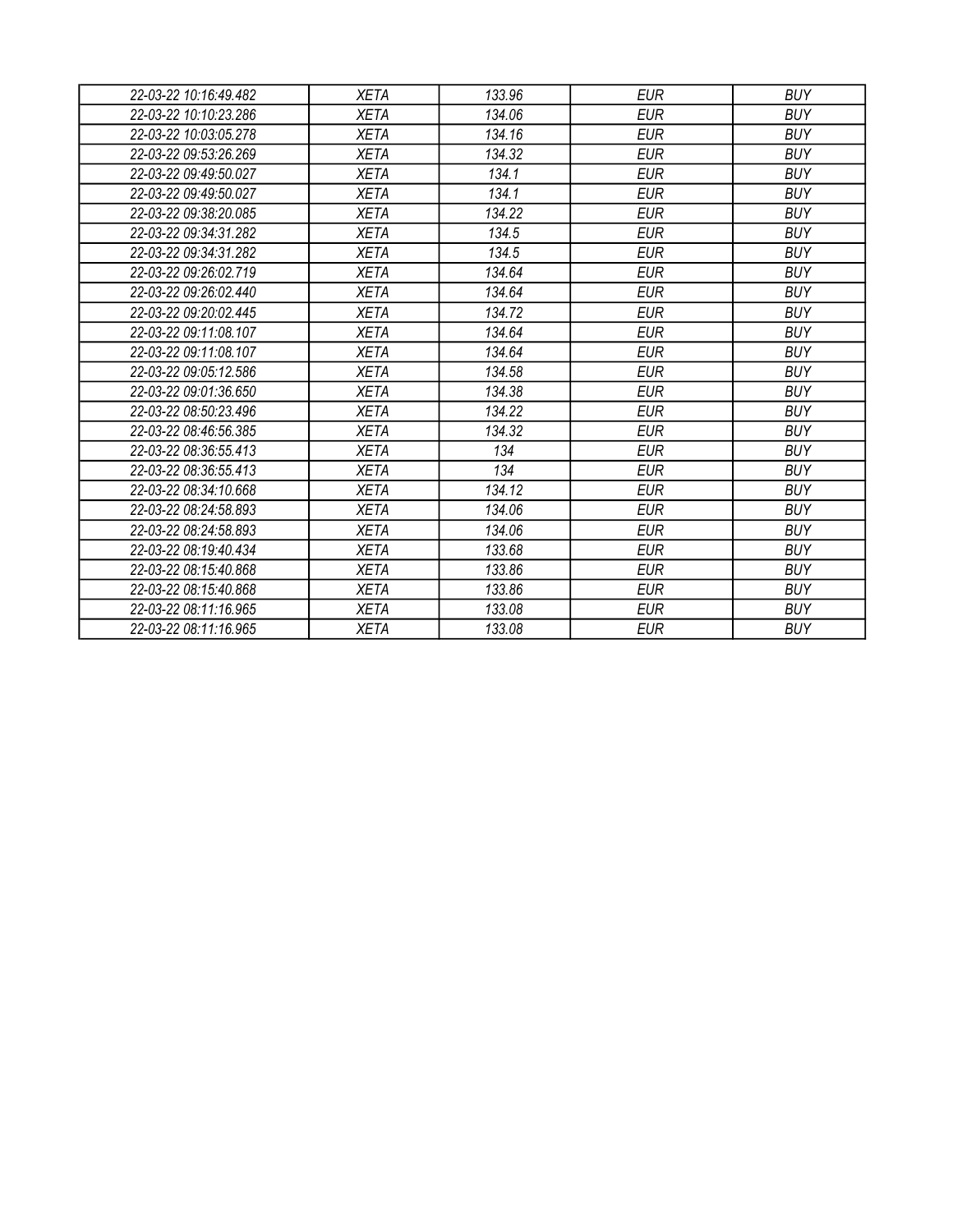| | | | | |
|---|---|---|---|---|
| *22-03-22 10:16:49.482* | *XETA* | *133.96* | *EUR* | *BUY* |
| *22-03-22 10:10:23.286* | *XETA* | *134.06* | *EUR* | *BUY* |
| *22-03-22 10:03:05.278* | *XETA* | *134.16* | *EUR* | *BUY* |
| *22-03-22 09:53:26.269* | *XETA* | *134.32* | *EUR* | *BUY* |
| *22-03-22 09:49:50.027* | *XETA* | *134.1* | *EUR* | *BUY* |
| *22-03-22 09:49:50.027* | *XETA* | *134.1* | *EUR* | *BUY* |
| *22-03-22 09:38:20.085* | *XETA* | *134.22* | *EUR* | *BUY* |
| *22-03-22 09:34:31.282* | *XETA* | *134.5* | *EUR* | *BUY* |
| *22-03-22 09:34:31.282* | *XETA* | *134.5* | *EUR* | *BUY* |
| *22-03-22 09:26:02.719* | *XETA* | *134.64* | *EUR* | *BUY* |
| *22-03-22 09:26:02.440* | *XETA* | *134.64* | *EUR* | *BUY* |
| *22-03-22 09:20:02.445* | *XETA* | *134.72* | *EUR* | *BUY* |
| *22-03-22 09:11:08.107* | *XETA* | *134.64* | *EUR* | *BUY* |
| *22-03-22 09:11:08.107* | *XETA* | *134.64* | *EUR* | *BUY* |
| *22-03-22 09:05:12.586* | *XETA* | *134.58* | *EUR* | *BUY* |
| *22-03-22 09:01:36.650* | *XETA* | *134.38* | *EUR* | *BUY* |
| *22-03-22 08:50:23.496* | *XETA* | *134.22* | *EUR* | *BUY* |
| *22-03-22 08:46:56.385* | *XETA* | *134.32* | *EUR* | *BUY* |
| *22-03-22 08:36:55.413* | *XETA* | *134* | *EUR* | *BUY* |
| *22-03-22 08:36:55.413* | *XETA* | *134* | *EUR* | *BUY* |
| *22-03-22 08:34:10.668* | *XETA* | *134.12* | *EUR* | *BUY* |
| *22-03-22 08:24:58.893* | *XETA* | *134.06* | *EUR* | *BUY* |
| *22-03-22 08:24:58.893* | *XETA* | *134.06* | *EUR* | *BUY* |
| *22-03-22 08:19:40.434* | *XETA* | *133.68* | *EUR* | *BUY* |
| *22-03-22 08:15:40.868* | *XETA* | *133.86* | *EUR* | *BUY* |
| *22-03-22 08:15:40.868* | *XETA* | *133.86* | *EUR* | *BUY* |
| *22-03-22 08:11:16.965* | *XETA* | *133.08* | *EUR* | *BUY* |
| *22-03-22 08:11:16.965* | *XETA* | *133.08* | *EUR* | *BUY* |